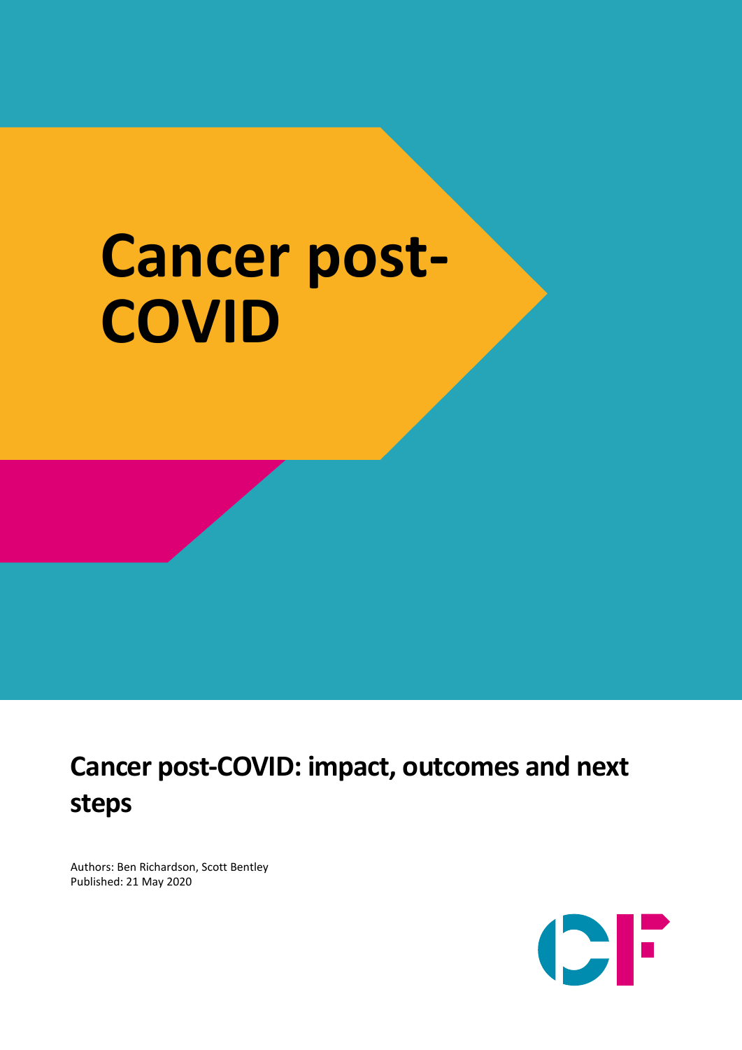# Cancer post-COVID

## Cancer post-COVID: impact, outcomes and next steps

Authors: Ben Richardson, Scott Bentley
Published: 21 May 2020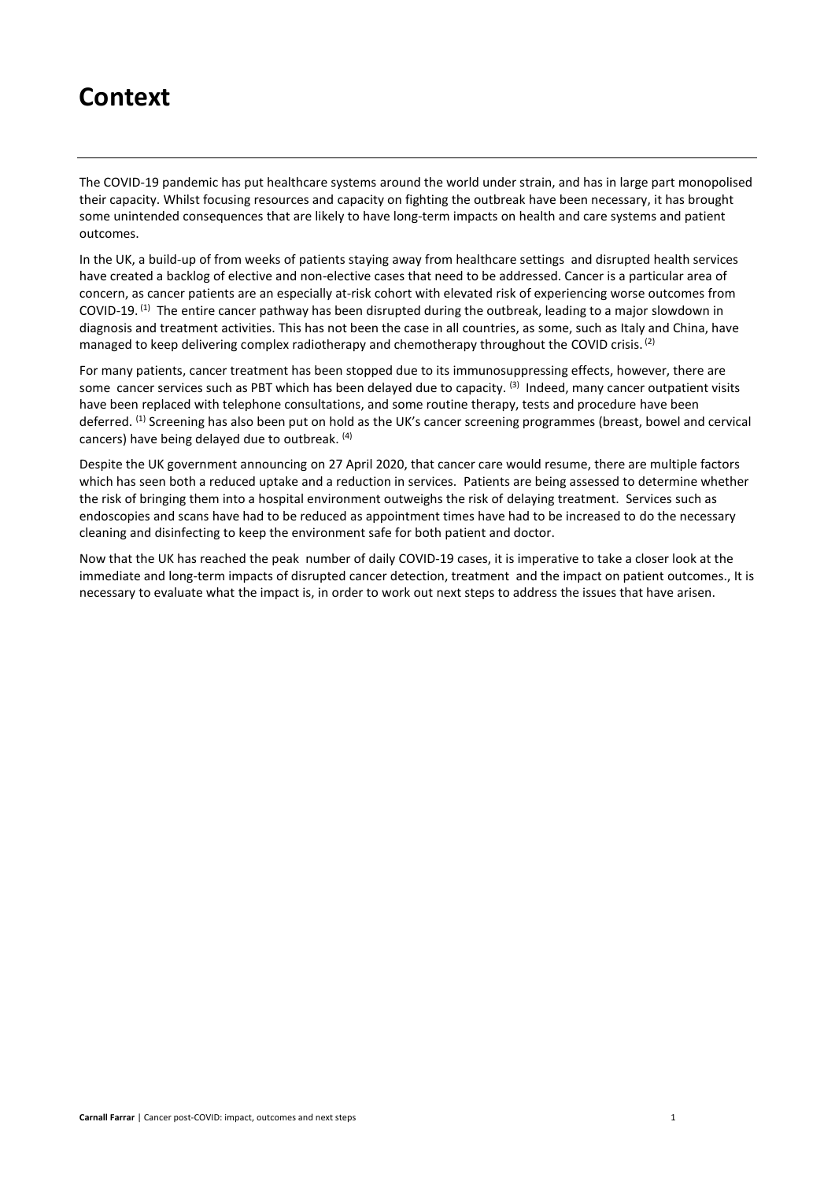# Context

The COVID-19 pandemic has put healthcare systems around the world under strain, and has in large part monopolised their capacity. Whilst focusing resources and capacity on fighting the outbreak have been necessary, it has brought some unintended consequences that are likely to have long-term impacts on health and care systems and patient outcomes.

In the UK, a build-up of from weeks of patients staying away from healthcare settings and disrupted health services have created a backlog of elective and non-elective cases that need to be addressed. Cancer is a particular area of concern, as cancer patients are an especially at-risk cohort with elevated risk of experiencing worse outcomes from COVID-19. [1] The entire cancer pathway has been disrupted during the outbreak, leading to a major slowdown in diagnosis and treatment activities. This has not been the case in all countries, as some, such as Italy and China, have managed to keep delivering complex radiotherapy and chemotherapy throughout the COVID crisis. [2]

For many patients, cancer treatment has been stopped due to its immunosuppressing effects, however, there are some cancer services such as PBT which has been delayed due to capacity. [3] Indeed, many cancer outpatient visits have been replaced with telephone consultations, and some routine therapy, tests and procedure have been deferred. [1] Screening has also been put on hold as the UK's cancer screening programmes (breast, bowel and cervical cancers) have being delayed due to outbreak. [4]

Despite the UK government announcing on 27 April 2020, that cancer care would resume, there are multiple factors which has seen both a reduced uptake and a reduction in services. Patients are being assessed to determine whether the risk of bringing them into a hospital environment outweighs the risk of delaying treatment. Services such as endoscopies and scans have had to be reduced as appointment times have had to be increased to do the necessary cleaning and disinfecting to keep the environment safe for both patient and doctor.

Now that the UK has reached the peak number of daily COVID-19 cases, it is imperative to take a closer look at the immediate and long-term impacts of disrupted cancer detection, treatment and the impact on patient outcomes., It is necessary to evaluate what the impact is, in order to work out next steps to address the issues that have arisen.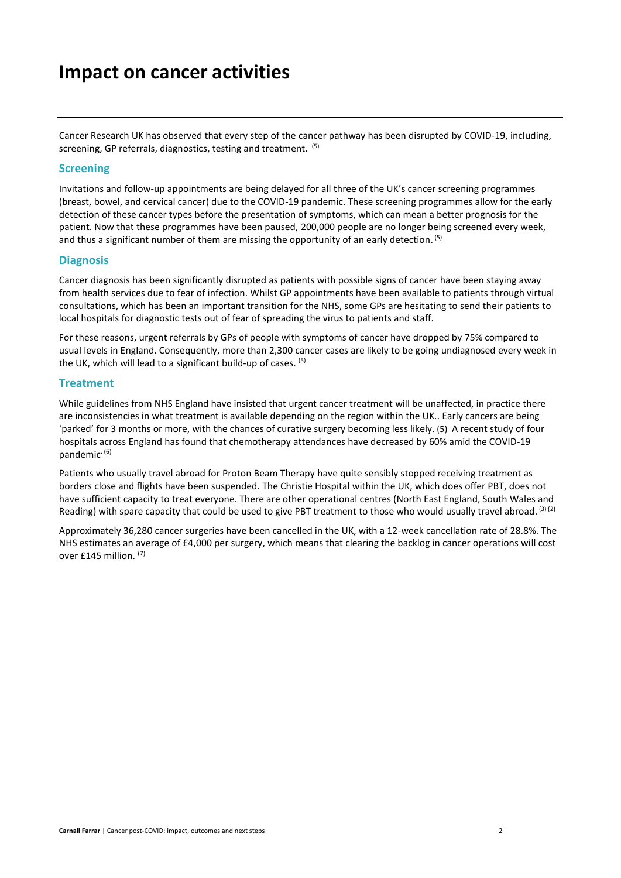# Impact on cancer activities

Cancer Research UK has observed that every step of the cancer pathway has been disrupted by COVID-19, including, screening, GP referrals, diagnostics, testing and treatment. [5]

## Screening

Invitations and follow-up appointments are being delayed for all three of the UK's cancer screening programmes (breast, bowel, and cervical cancer) due to the COVID-19 pandemic. These screening programmes allow for the early detection of these cancer types before the presentation of symptoms, which can mean a better prognosis for the patient. Now that these programmes have been paused, 200,000 people are no longer being screened every week, and thus a significant number of them are missing the opportunity of an early detection. [5]

## Diagnosis

Cancer diagnosis has been significantly disrupted as patients with possible signs of cancer have been staying away from health services due to fear of infection. Whilst GP appointments have been available to patients through virtual consultations, which has been an important transition for the NHS, some GPs are hesitating to send their patients to local hospitals for diagnostic tests out of fear of spreading the virus to patients and staff.

For these reasons, urgent referrals by GPs of people with symptoms of cancer have dropped by 75% compared to usual levels in England. Consequently, more than 2,300 cancer cases are likely to be going undiagnosed every week in the UK, which will lead to a significant build-up of cases. [5]

## Treatment

While guidelines from NHS England have insisted that urgent cancer treatment will be unaffected, in practice there are inconsistencies in what treatment is available depending on the region within the UK.. Early cancers are being 'parked' for 3 months or more, with the chances of curative surgery becoming less likely. (5) A recent study of four hospitals across England has found that chemotherapy attendances have decreased by 60% amid the COVID-19 pandemic. [6]

Patients who usually travel abroad for Proton Beam Therapy have quite sensibly stopped receiving treatment as borders close and flights have been suspended. The Christie Hospital within the UK, which does offer PBT, does not have sufficient capacity to treat everyone. There are other operational centres (North East England, South Wales and Reading) with spare capacity that could be used to give PBT treatment to those who would usually travel abroad. [3] [2]

Approximately 36,280 cancer surgeries have been cancelled in the UK, with a 12-week cancellation rate of 28.8%. The NHS estimates an average of £4,000 per surgery, which means that clearing the backlog in cancer operations will cost over £145 million. [7]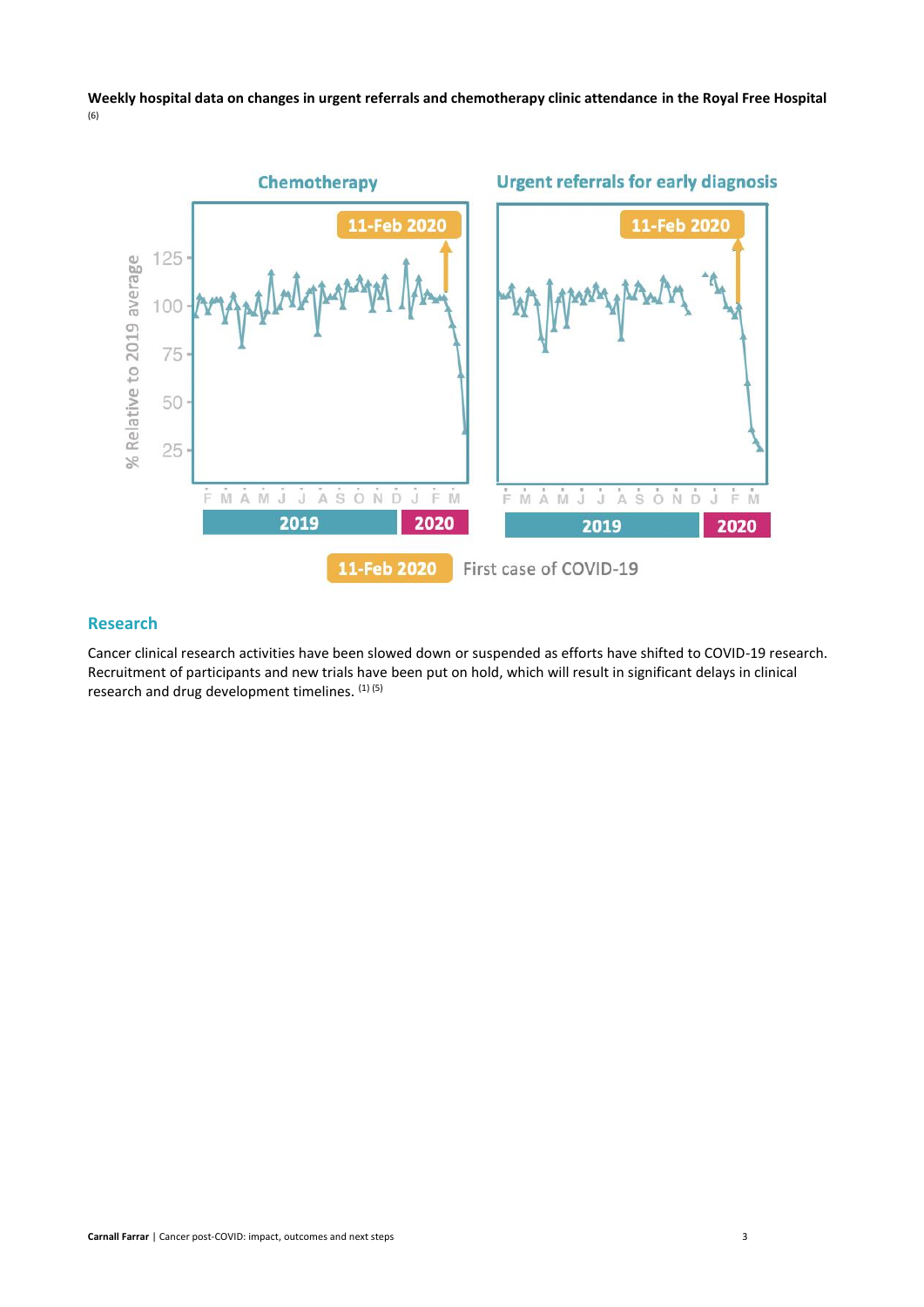**Weekly hospital data on changes in urgent referrals and chemotherapy clinic attendance in the Royal Free Hospital** [6]

Chemotherapy

Urgent referrals for early diagnosis

11-Feb 2020 First case of COVID-19

## Research

Cancer clinical research activities have been slowed down or suspended as efforts have shifted to COVID-19 research. Recruitment of participants and new trials have been put on hold, which will result in significant delays in clinical research and drug development timelines. [1] [5]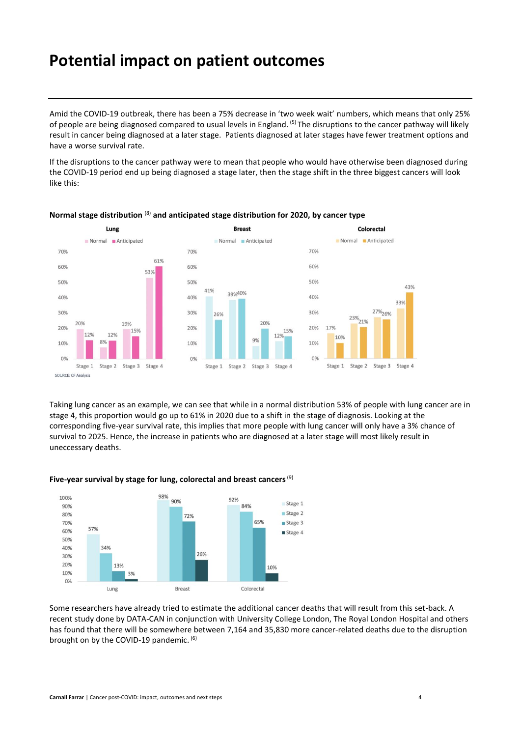# Potential impact on patient outcomes

Amid the COVID-19 outbreak, there has been a 75% decrease in 'two week wait' numbers, which means that only 25% of people are being diagnosed compared to usual levels in England. [5] The disruptions to the cancer pathway will likely result in cancer being diagnosed at a later stage. Patients diagnosed at later stages have fewer treatment options and have a worse survival rate.

If the disruptions to the cancer pathway were to mean that people who would have otherwise been diagnosed during the COVID-19 period end up being diagnosed a stage later, then the stage shift in the three biggest cancers will look like this:

**Normal stage distribution [8] and anticipated stage distribution for 2020, by cancer type**

| Cancer | Distribution | Stage 1 | Stage 2 | Stage 3 | Stage 4 |
|---|---|---|---|---|---|
| Lung | Normal | 20% | 8% | 19% | 53% |
| Lung | Anticipated | 12% | 12% | 15% | 61% |
| Breast | Normal | 41% | 39% | 9% | 12% |
| Breast | Anticipated | 26% | 40% | 20% | 15% |
| Colorectal | Normal | 17% | 23% | 27% | 33% |
| Colorectal | Anticipated | 10% | 21% | 26% | 43% |

SOURCE: CF Analysis

Taking lung cancer as an example, we can see that while in a normal distribution 53% of people with lung cancer are in stage 4, this proportion would go up to 61% in 2020 due to a shift in the stage of diagnosis. Looking at the corresponding five-year survival rate, this implies that more people with lung cancer will only have a 3% chance of survival to 2025. Hence, the increase in patients who are diagnosed at a later stage will most likely result in uneccessary deaths.

**Five-year survival by stage for lung, colorectal and breast cancers [9]**

| Cancer | Stage 1 | Stage 2 | Stage 3 | Stage 4 |
|---|---|---|---|---|
| Lung | 57% | 34% | 13% | 3% |
| Breast | 98% | 90% | 72% | 26% |
| Colorectal | 92% | 84% | 65% | 10% |

Some researchers have already tried to estimate the additional cancer deaths that will result from this set-back. A recent study done by DATA-CAN in conjunction with University College London, The Royal London Hospital and others has found that there will be somewhere between 7,164 and 35,830 more cancer-related deaths due to the disruption brought on by the COVID-19 pandemic. [6]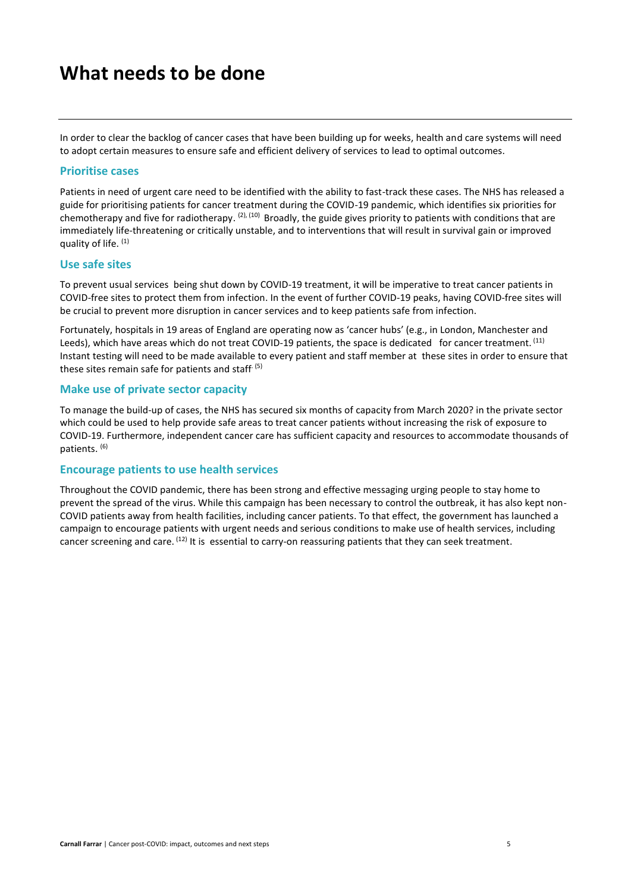# What needs to be done

In order to clear the backlog of cancer cases that have been building up for weeks, health and care systems will need to adopt certain measures to ensure safe and efficient delivery of services to lead to optimal outcomes.

## Prioritise cases

Patients in need of urgent care need to be identified with the ability to fast-track these cases. The NHS has released a guide for prioritising patients for cancer treatment during the COVID-19 pandemic, which identifies six priorities for chemotherapy and five for radiotherapy. [2], [10] Broadly, the guide gives priority to patients with conditions that are immediately life-threatening or critically unstable, and to interventions that will result in survival gain or improved quality of life. [1]

## Use safe sites

To prevent usual services being shut down by COVID-19 treatment, it will be imperative to treat cancer patients in COVID-free sites to protect them from infection. In the event of further COVID-19 peaks, having COVID-free sites will be crucial to prevent more disruption in cancer services and to keep patients safe from infection.

Fortunately, hospitals in 19 areas of England are operating now as 'cancer hubs' (e.g., in London, Manchester and Leeds), which have areas which do not treat COVID-19 patients, the space is dedicated for cancer treatment. [11] Instant testing will need to be made available to every patient and staff member at these sites in order to ensure that these sites remain safe for patients and staff. [5]

## Make use of private sector capacity

To manage the build-up of cases, the NHS has secured six months of capacity from March 2020? in the private sector which could be used to help provide safe areas to treat cancer patients without increasing the risk of exposure to COVID-19. Furthermore, independent cancer care has sufficient capacity and resources to accommodate thousands of patients. [6]

## Encourage patients to use health services

Throughout the COVID pandemic, there has been strong and effective messaging urging people to stay home to prevent the spread of the virus. While this campaign has been necessary to control the outbreak, it has also kept non-COVID patients away from health facilities, including cancer patients. To that effect, the government has launched a campaign to encourage patients with urgent needs and serious conditions to make use of health services, including cancer screening and care. [12] It is essential to carry-on reassuring patients that they can seek treatment.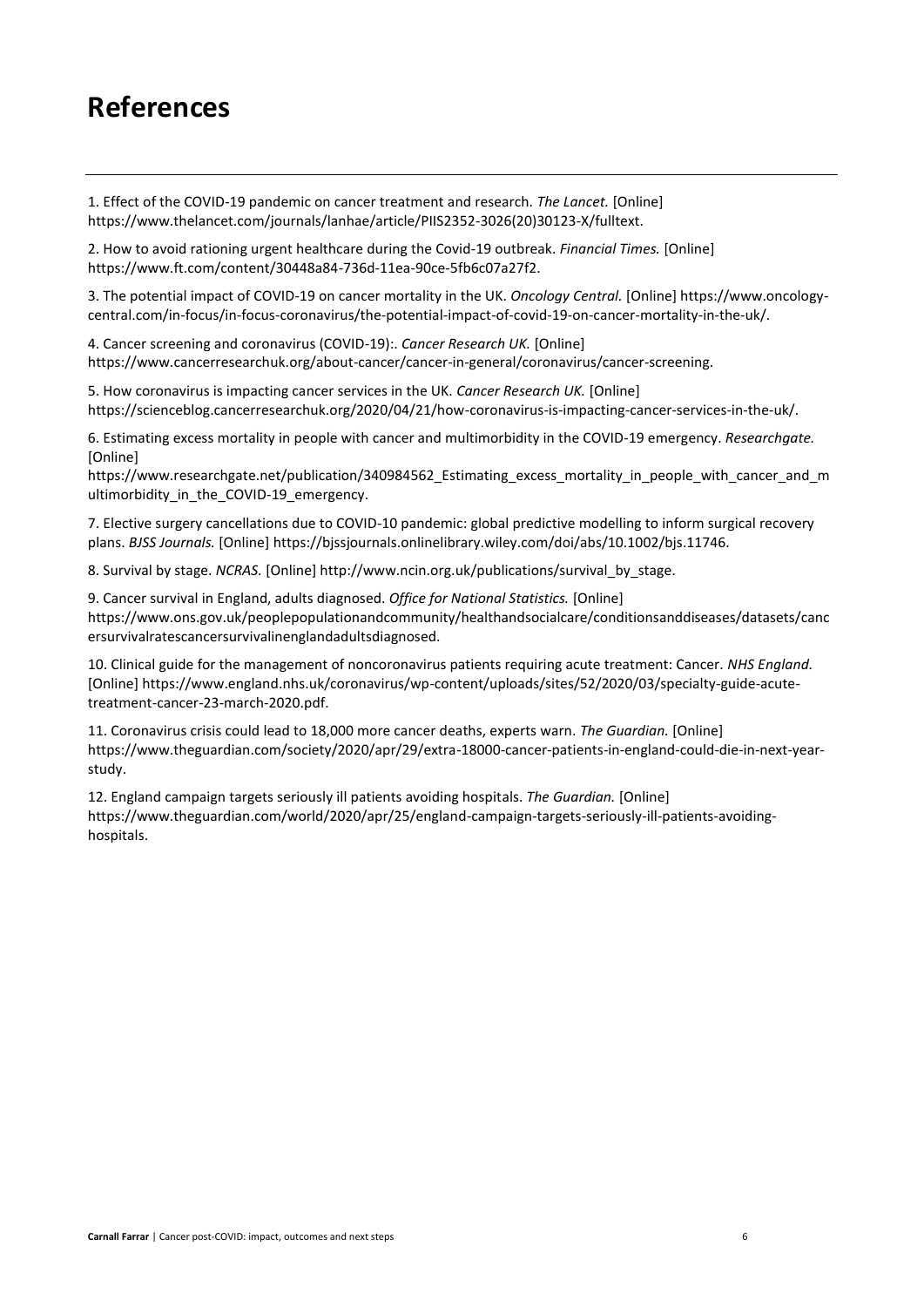# References

1. Effect of the COVID-19 pandemic on cancer treatment and research. *The Lancet.* [Online] https://www.thelancet.com/journals/lanhae/article/PIIS2352-3026(20)30123-X/fulltext.

2. How to avoid rationing urgent healthcare during the Covid-19 outbreak. *Financial Times.* [Online] https://www.ft.com/content/30448a84-736d-11ea-90ce-5fb6c07a27f2.

3. The potential impact of COVID-19 on cancer mortality in the UK. *Oncology Central.* [Online] https://www.oncology-central.com/in-focus/in-focus-coronavirus/the-potential-impact-of-covid-19-on-cancer-mortality-in-the-uk/.

4. Cancer screening and coronavirus (COVID-19):. *Cancer Research UK.* [Online] https://www.cancerresearchuk.org/about-cancer/cancer-in-general/coronavirus/cancer-screening.

5. How coronavirus is impacting cancer services in the UK. *Cancer Research UK.* [Online] https://scienceblog.cancerresearchuk.org/2020/04/21/how-coronavirus-is-impacting-cancer-services-in-the-uk/.

6. Estimating excess mortality in people with cancer and multimorbidity in the COVID-19 emergency. *Researchgate.* [Online] https://www.researchgate.net/publication/340984562_Estimating_excess_mortality_in_people_with_cancer_and_multimorbidity_in_the_COVID-19_emergency.

7. Elective surgery cancellations due to COVID-10 pandemic: global predictive modelling to inform surgical recovery plans. *BJSS Journals.* [Online] https://bjssjournals.onlinelibrary.wiley.com/doi/abs/10.1002/bjs.11746.

8. Survival by stage. *NCRAS.* [Online] http://www.ncin.org.uk/publications/survival_by_stage.

9. Cancer survival in England, adults diagnosed. *Office for National Statistics.* [Online] https://www.ons.gov.uk/peoplepopulationandcommunity/healthandsocialcare/conditionsanddiseases/datasets/cancersurvivalratescancersurvivalinenglandadultsdiagnosed.

10. Clinical guide for the management of noncoronavirus patients requiring acute treatment: Cancer. *NHS England.* [Online] https://www.england.nhs.uk/coronavirus/wp-content/uploads/sites/52/2020/03/specialty-guide-acute-treatment-cancer-23-march-2020.pdf.

11. Coronavirus crisis could lead to 18,000 more cancer deaths, experts warn. *The Guardian.* [Online] https://www.theguardian.com/society/2020/apr/29/extra-18000-cancer-patients-in-england-could-die-in-next-year-study.

12. England campaign targets seriously ill patients avoiding hospitals. *The Guardian.* [Online] https://www.theguardian.com/world/2020/apr/25/england-campaign-targets-seriously-ill-patients-avoiding-hospitals.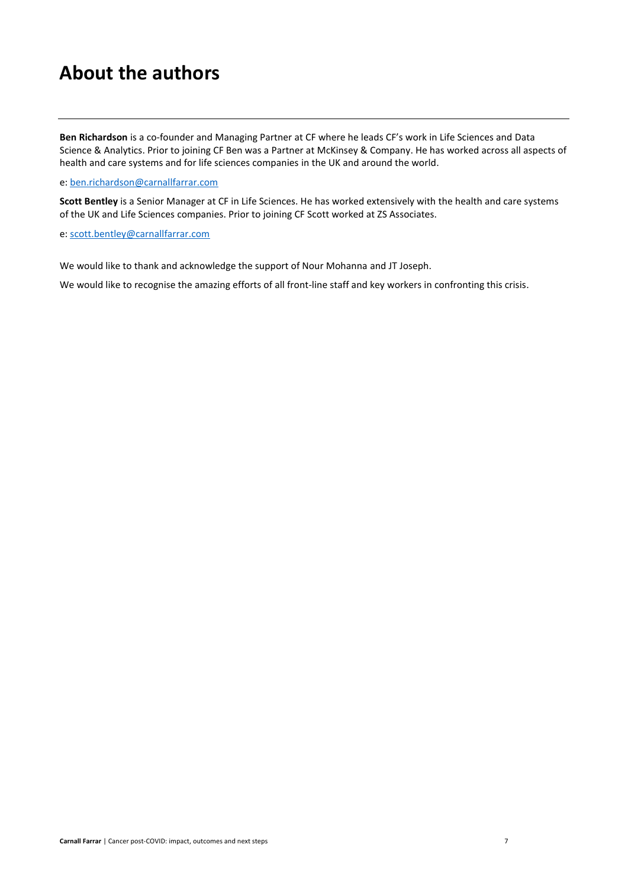# About the authors

---

**Ben Richardson** is a co-founder and Managing Partner at CF where he leads CF's work in Life Sciences and Data Science & Analytics. Prior to joining CF Ben was a Partner at McKinsey & Company. He has worked across all aspects of health and care systems and for life sciences companies in the UK and around the world.

e: [ben.richardson@carnallfarrar.com](mailto:ben.richardson@carnallfarrar.com)

**Scott Bentley** is a Senior Manager at CF in Life Sciences. He has worked extensively with the health and care systems of the UK and Life Sciences companies. Prior to joining CF Scott worked at ZS Associates.

e: [scott.bentley@carnallfarrar.com](mailto:scott.bentley@carnallfarrar.com)

We would like to thank and acknowledge the support of Nour Mohanna and JT Joseph.

We would like to recognise the amazing efforts of all front-line staff and key workers in confronting this crisis.